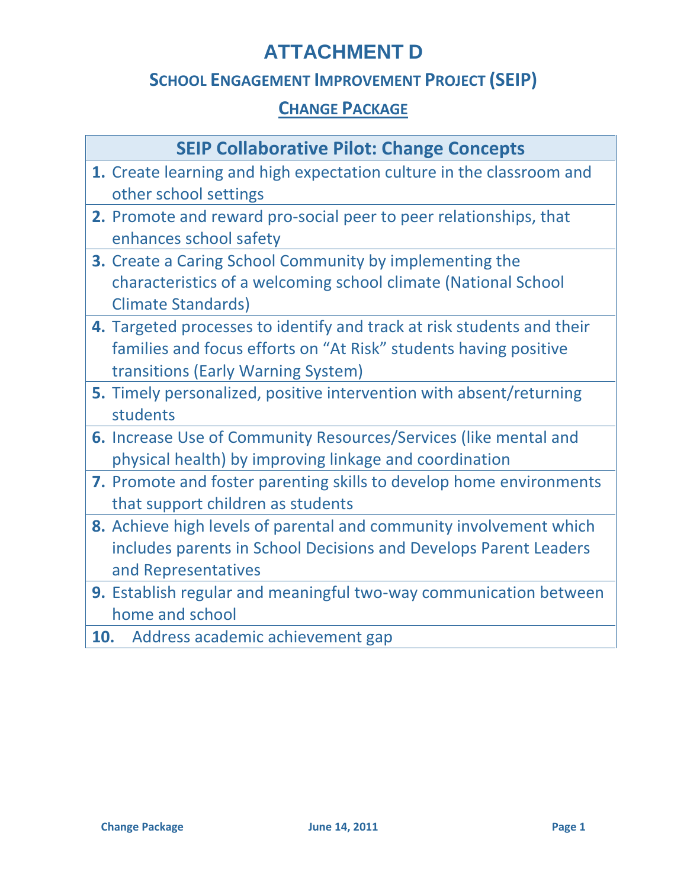# ATTACHMENT D

## School Engagement Improvement Project (SEIP)

## Change Package

| SEIP Collaborative Pilot: Change Concepts |
| --- |
| **1.** Create learning and high expectation culture in the classroom and other school settings |
| **2.** Promote and reward pro-social peer to peer relationships, that enhances school safety |
| **3.** Create a Caring School Community by implementing the characteristics of a welcoming school climate (National School Climate Standards) |
| **4.** Targeted processes to identify and track at risk students and their families and focus efforts on "At Risk" students having positive transitions (Early Warning System) |
| **5.** Timely personalized, positive intervention with absent/returning students |
| **6.** Increase Use of Community Resources/Services (like mental and physical health) by improving linkage and coordination |
| **7.** Promote and foster parenting skills to develop home environments that support children as students |
| **8.** Achieve high levels of parental and community involvement which includes parents in School Decisions and Develops Parent Leaders and Representatives |
| **9.** Establish regular and meaningful two-way communication between home and school |
| **10.** Address academic achievement gap |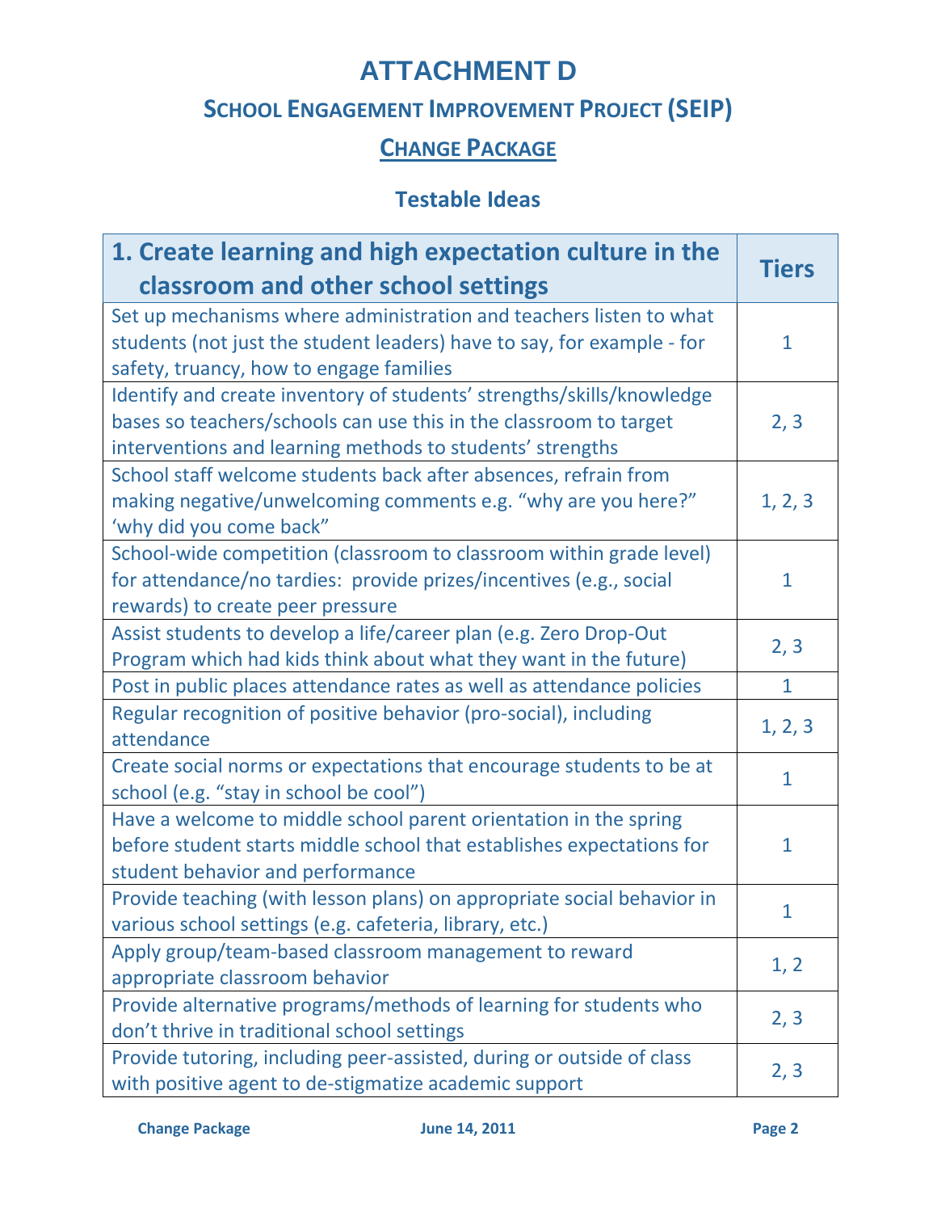# ATTACHMENT D

## SCHOOL ENGAGEMENT IMPROVEMENT PROJECT (SEIP)

## CHANGE PACKAGE

### Testable Ideas

| 1. Create learning and high expectation culture in the classroom and other school settings | Tiers |
|---|---|
| Set up mechanisms where administration and teachers listen to what students (not just the student leaders) have to say, for example - for safety, truancy, how to engage families | 1 |
| Identify and create inventory of students' strengths/skills/knowledge bases so teachers/schools can use this in the classroom to target interventions and learning methods to students' strengths | 2, 3 |
| School staff welcome students back after absences, refrain from making negative/unwelcoming comments e.g. "why are you here?" 'why did you come back" | 1, 2, 3 |
| School-wide competition (classroom to classroom within grade level) for attendance/no tardies: provide prizes/incentives (e.g., social rewards) to create peer pressure | 1 |
| Assist students to develop a life/career plan (e.g. Zero Drop-Out Program which had kids think about what they want in the future) | 2, 3 |
| Post in public places attendance rates as well as attendance policies | 1 |
| Regular recognition of positive behavior (pro-social), including attendance | 1, 2, 3 |
| Create social norms or expectations that encourage students to be at school (e.g. "stay in school be cool") | 1 |
| Have a welcome to middle school parent orientation in the spring before student starts middle school that establishes expectations for student behavior and performance | 1 |
| Provide teaching (with lesson plans) on appropriate social behavior in various school settings (e.g. cafeteria, library, etc.) | 1 |
| Apply group/team-based classroom management to reward appropriate classroom behavior | 1, 2 |
| Provide alternative programs/methods of learning for students who don't thrive in traditional school settings | 2, 3 |
| Provide tutoring, including peer-assisted, during or outside of class with positive agent to de-stigmatize academic support | 2, 3 |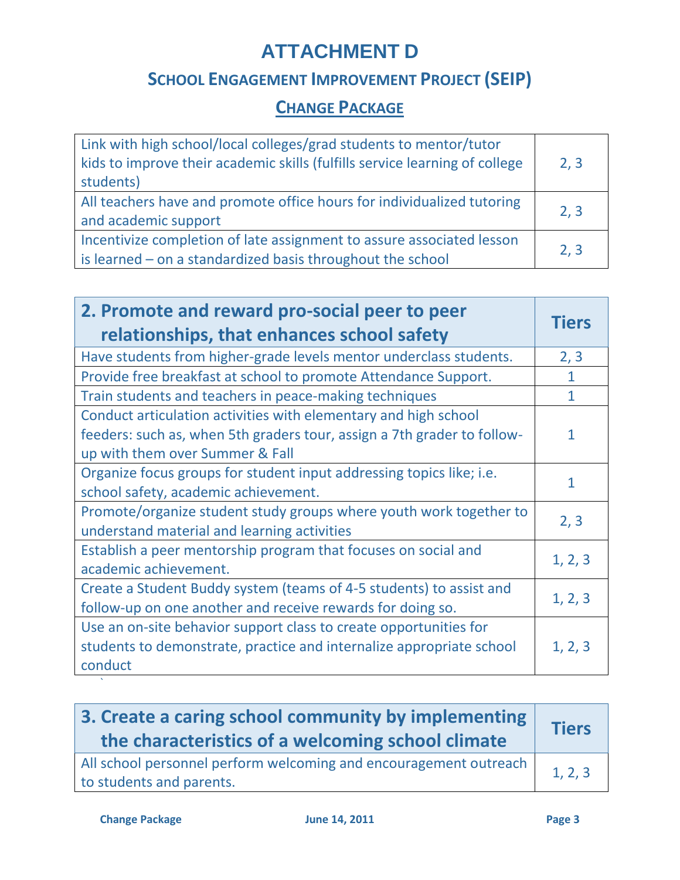# ATTACHMENT D

## School Engagement Improvement Project (SEIP)

## Change Package

| | |
|---|---|
| Link with high school/local colleges/grad students to mentor/tutor kids to improve their academic skills (fulfills service learning of college students) | 2, 3 |
| All teachers have and promote office hours for individualized tutoring and academic support | 2, 3 |
| Incentivize completion of late assignment to assure associated lesson is learned – on a standardized basis throughout the school | 2, 3 |

| 2. Promote and reward pro-social peer to peer relationships, that enhances school safety | Tiers |
|---|---|
| Have students from higher-grade levels mentor underclass students. | 2, 3 |
| Provide free breakfast at school to promote Attendance Support. | 1 |
| Train students and teachers in peace-making techniques | 1 |
| Conduct articulation activities with elementary and high school feeders: such as, when 5th graders tour, assign a 7th grader to follow-up with them over Summer & Fall | 1 |
| Organize focus groups for student input addressing topics like; i.e. school safety, academic achievement. | 1 |
| Promote/organize student study groups where youth work together to understand material and learning activities | 2, 3 |
| Establish a peer mentorship program that focuses on social and academic achievement. | 1, 2, 3 |
| Create a Student Buddy system (teams of 4-5 students) to assist and follow-up on one another and receive rewards for doing so. | 1, 2, 3 |
| Use an on-site behavior support class to create opportunities for students to demonstrate, practice and internalize appropriate school conduct | 1, 2, 3 |

| 3. Create a caring school community by implementing the characteristics of a welcoming school climate | Tiers |
|---|---|
| All school personnel perform welcoming and encouragement outreach to students and parents. | 1, 2, 3 |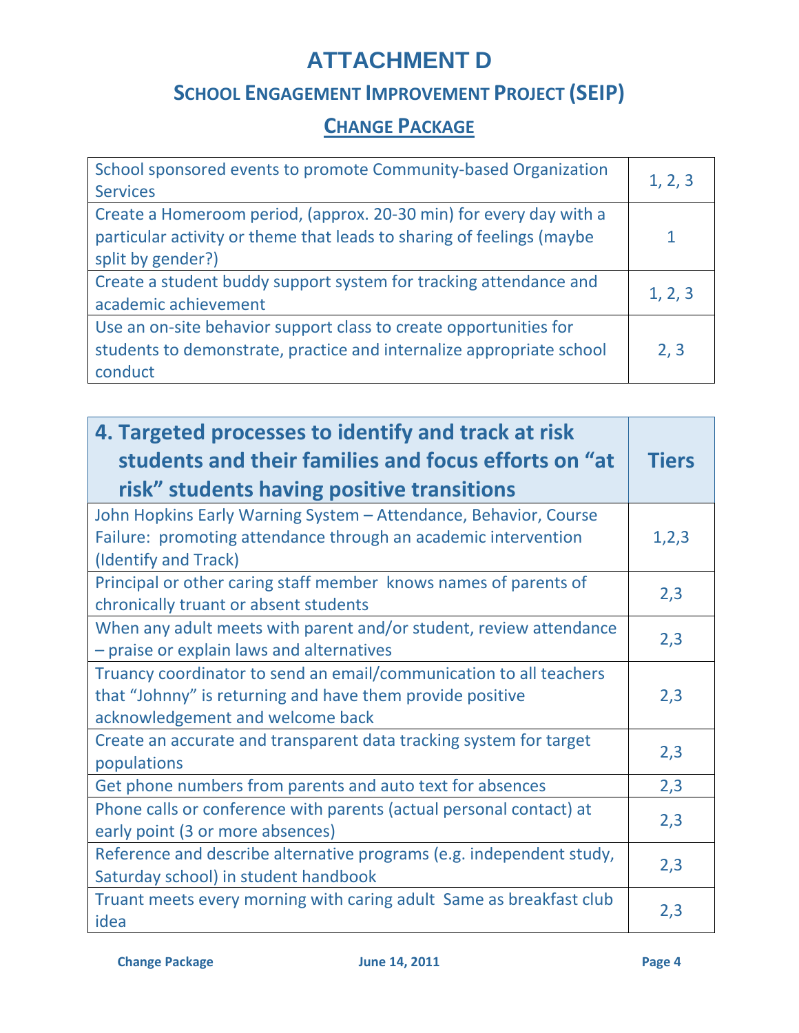# ATTACHMENT D

## School Engagement Improvement Project (SEIP)

### Change Package

| | |
|---|---|
| School sponsored events to promote Community-based Organization Services | 1, 2, 3 |
| Create a Homeroom period, (approx. 20-30 min) for every day with a particular activity or theme that leads to sharing of feelings (maybe split by gender?) | 1 |
| Create a student buddy support system for tracking attendance and academic achievement | 1, 2, 3 |
| Use an on-site behavior support class to create opportunities for students to demonstrate, practice and internalize appropriate school conduct | 2, 3 |

| **4. Targeted processes to identify and track at risk students and their families and focus efforts on "at risk" students having positive transitions** | **Tiers** |
|---|---|
| John Hopkins Early Warning System – Attendance, Behavior, Course Failure: promoting attendance through an academic intervention (Identify and Track) | 1,2,3 |
| Principal or other caring staff member knows names of parents of chronically truant or absent students | 2,3 |
| When any adult meets with parent and/or student, review attendance – praise or explain laws and alternatives | 2,3 |
| Truancy coordinator to send an email/communication to all teachers that "Johnny" is returning and have them provide positive acknowledgement and welcome back | 2,3 |
| Create an accurate and transparent data tracking system for target populations | 2,3 |
| Get phone numbers from parents and auto text for absences | 2,3 |
| Phone calls or conference with parents (actual personal contact) at early point (3 or more absences) | 2,3 |
| Reference and describe alternative programs (e.g. independent study, Saturday school) in student handbook | 2,3 |
| Truant meets every morning with caring adult Same as breakfast club idea | 2,3 |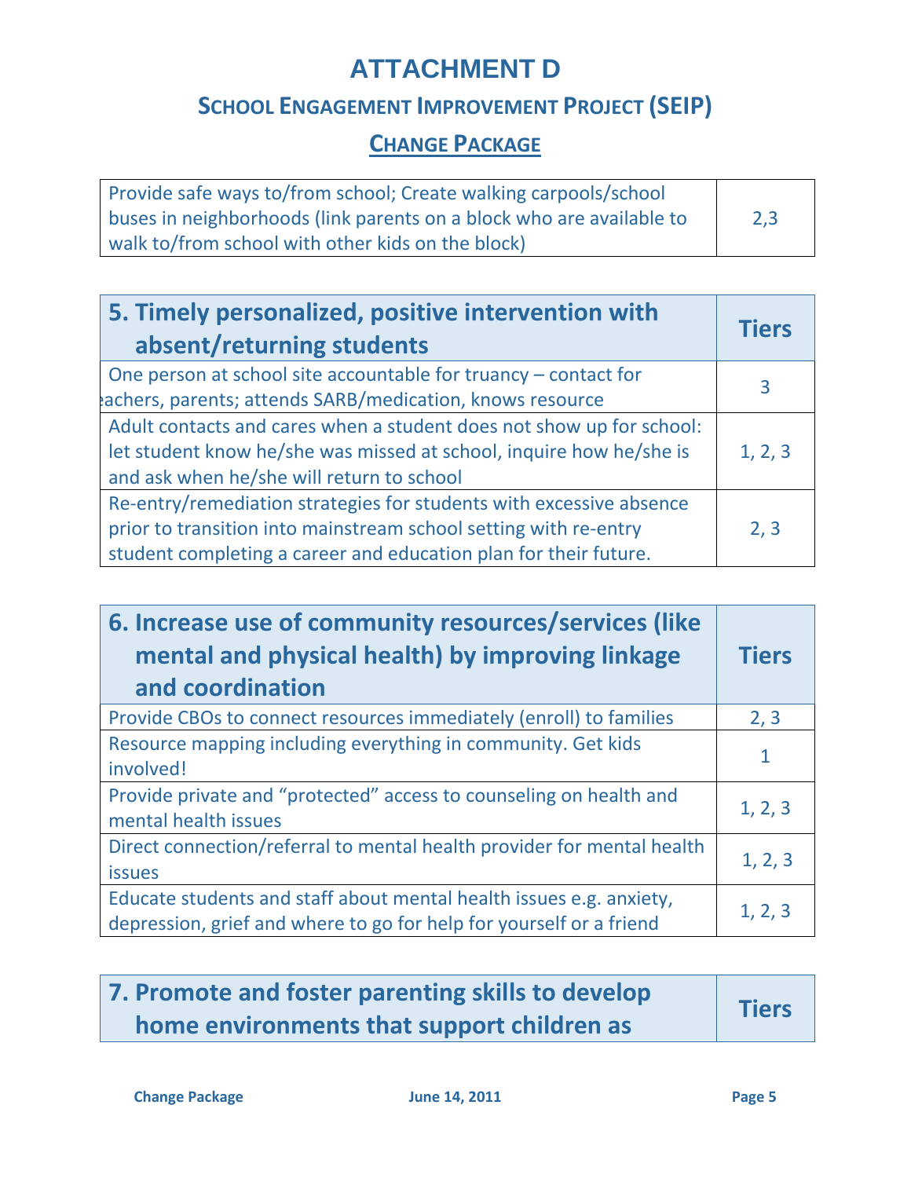# ATTACHMENT D

## School Engagement Improvement Project (SEIP)

## Change Package

| | |
|---|---|
| Provide safe ways to/from school; Create walking carpools/school buses in neighborhoods (link parents on a block who are available to walk to/from school with other kids on the block) | 2,3 |

| 5. Timely personalized, positive intervention with absent/returning students | Tiers |
|---|---|
| One person at school site accountable for truancy – contact for teachers, parents; attends SARB/medication, knows resource | 3 |
| Adult contacts and cares when a student does not show up for school: let student know he/she was missed at school, inquire how he/she is and ask when he/she will return to school | 1, 2, 3 |
| Re-entry/remediation strategies for students with excessive absence prior to transition into mainstream school setting with re-entry student completing a career and education plan for their future. | 2, 3 |

| 6. Increase use of community resources/services (like mental and physical health) by improving linkage and coordination | Tiers |
|---|---|
| Provide CBOs to connect resources immediately (enroll) to families | 2, 3 |
| Resource mapping including everything in community. Get kids involved! | 1 |
| Provide private and "protected" access to counseling on health and mental health issues | 1, 2, 3 |
| Direct connection/referral to mental health provider for mental health issues | 1, 2, 3 |
| Educate students and staff about mental health issues e.g. anxiety, depression, grief and where to go for help for yourself or a friend | 1, 2, 3 |

| 7. Promote and foster parenting skills to develop home environments that support children as | Tiers |
|---|---|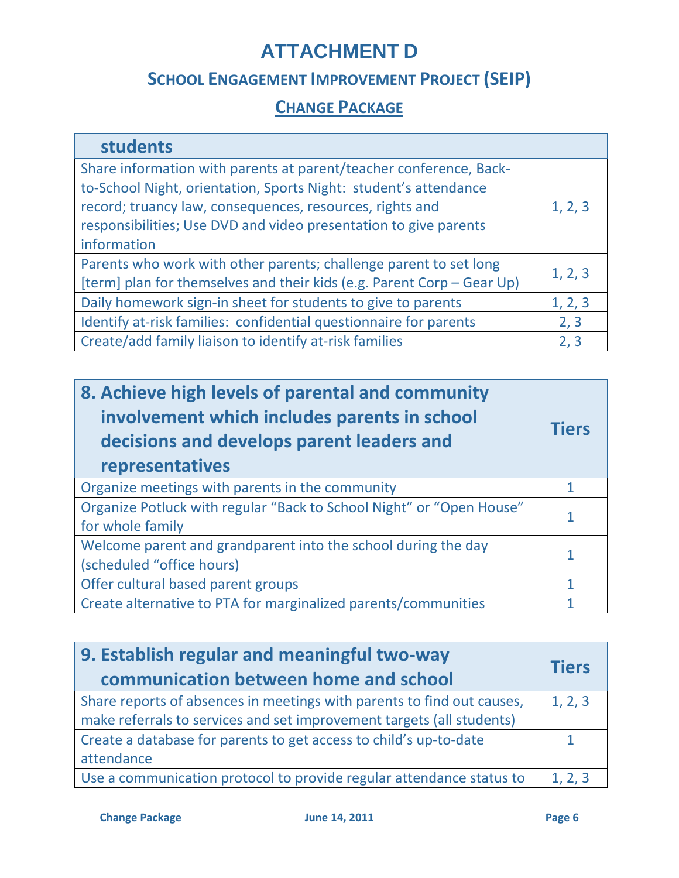# ATTACHMENT D

## School Engagement Improvement Project (SEIP)

## Change Package

| students | |
|---|---|
| Share information with parents at parent/teacher conference, Back-to-School Night, orientation, Sports Night: student's attendance record; truancy law, consequences, resources, rights and responsibilities; Use DVD and video presentation to give parents information | 1, 2, 3 |
| Parents who work with other parents; challenge parent to set long [term] plan for themselves and their kids (e.g. Parent Corp – Gear Up) | 1, 2, 3 |
| Daily homework sign-in sheet for students to give to parents | 1, 2, 3 |
| Identify at-risk families: confidential questionnaire for parents | 2, 3 |
| Create/add family liaison to identify at-risk families | 2, 3 |

| 8. Achieve high levels of parental and community involvement which includes parents in school decisions and develops parent leaders and representatives | Tiers |
|---|---|
| Organize meetings with parents in the community | 1 |
| Organize Potluck with regular "Back to School Night" or "Open House" for whole family | 1 |
| Welcome parent and grandparent into the school during the day (scheduled "office hours) | 1 |
| Offer cultural based parent groups | 1 |
| Create alternative to PTA for marginalized parents/communities | 1 |

| 9. Establish regular and meaningful two-way communication between home and school | Tiers |
|---|---|
| Share reports of absences in meetings with parents to find out causes, make referrals to services and set improvement targets (all students) | 1, 2, 3 |
| Create a database for parents to get access to child's up-to-date attendance | 1 |
| Use a communication protocol to provide regular attendance status to | 1, 2, 3 |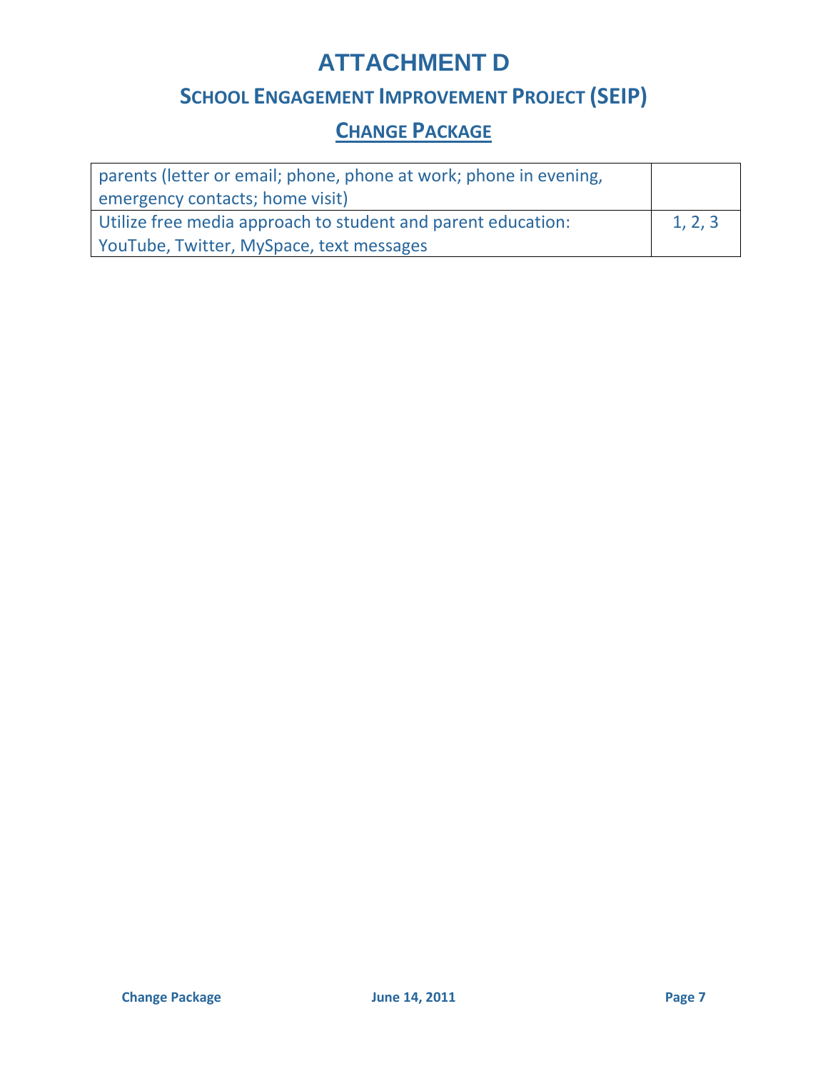# ATTACHMENT D

## School Engagement Improvement Project (SEIP)

## Change Package

| | |
|---|---|
| parents (letter or email; phone, phone at work; phone in evening, emergency contacts; home visit) | |
| Utilize free media approach to student and parent education: YouTube, Twitter, MySpace, text messages | 1, 2, 3 |